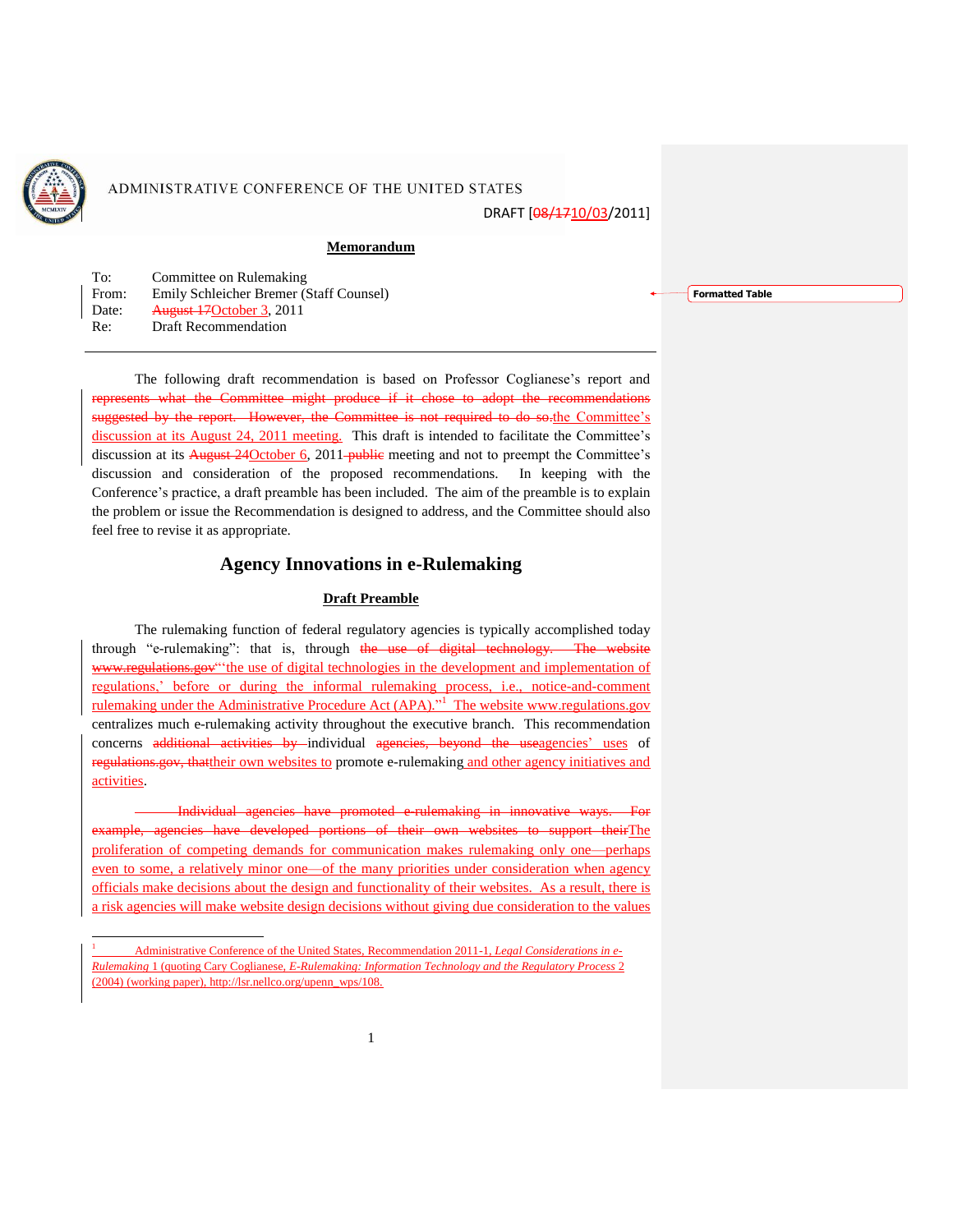ADMINISTRATIVE CONFERENCE OF THE UNITED STATES

DRAFT [~~08/17~~10/03/2011]

**Memorandum**

| | |
|---|---|
| To: | Committee on Rulemaking |
| From: | Emily Schleicher Bremer (Staff Counsel) |
| Date: | ~~August 17~~October 3, 2011 |
| Re: | Draft Recommendation |

Formatted Table

---

The following draft recommendation is based on Professor Coglianese's report and ~~represents what the Committee might produce if it chose to adopt the recommendations suggested by the report. However, the Committee is not required to do so.~~the Committee's discussion at its August 24, 2011 meeting. This draft is intended to facilitate the Committee's discussion at its ~~August 24~~October 6, 2011 ~~public~~ meeting and not to preempt the Committee's discussion and consideration of the proposed recommendations. In keeping with the Conference's practice, a draft preamble has been included. The aim of the preamble is to explain the problem or issue the Recommendation is designed to address, and the Committee should also feel free to revise it as appropriate.

## Agency Innovations in e-Rulemaking

**Draft Preamble**

The rulemaking function of federal regulatory agencies is typically accomplished today through "e-rulemaking": that is, through ~~the use of digital technology. The website www.regulations.gov~~"'the use of digital technologies in the development and implementation of regulations,' before or during the informal rulemaking process, i.e., notice-and-comment rulemaking under the Administrative Procedure Act (APA)."[1] The website www.regulations.gov centralizes much e-rulemaking activity throughout the executive branch. This recommendation concerns ~~additional activities by~~ individual ~~agencies, beyond the use~~agencies' uses of ~~regulations.gov, that~~their own websites to promote e-rulemaking and other agency initiatives and activities.

~~Individual agencies have promoted e-rulemaking in innovative ways. For example, agencies have developed portions of their own websites to support their~~The proliferation of competing demands for communication makes rulemaking only one—perhaps even to some, a relatively minor one—of the many priorities under consideration when agency officials make decisions about the design and functionality of their websites. As a result, there is a risk agencies will make website design decisions without giving due consideration to the values

---

[1] Administrative Conference of the United States, Recommendation 2011-1, *Legal Considerations in e-Rulemaking* 1 (quoting Cary Coglianese, *E-Rulemaking: Information Technology and the Regulatory Process* 2 (2004) (working paper), http://lsr.nellco.org/upenn_wps/108.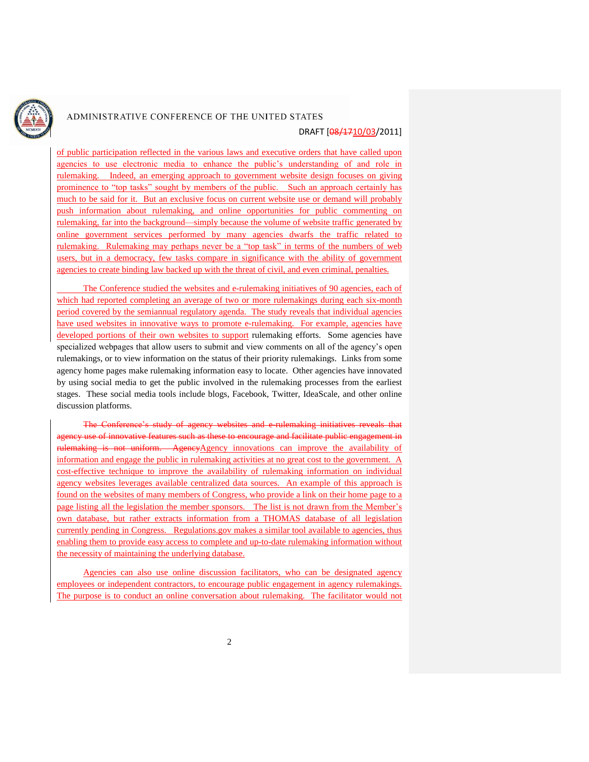of public participation reflected in the various laws and executive orders that have called upon agencies to use electronic media to enhance the public's understanding of and role in rulemaking. Indeed, an emerging approach to government website design focuses on giving prominence to "top tasks" sought by members of the public. Such an approach certainly has much to be said for it. But an exclusive focus on current website use or demand will probably push information about rulemaking, and online opportunities for public commenting on rulemaking, far into the background—simply because the volume of website traffic generated by online government services performed by many agencies dwarfs the traffic related to rulemaking. Rulemaking may perhaps never be a "top task" in terms of the numbers of web users, but in a democracy, few tasks compare in significance with the ability of government agencies to create binding law backed up with the threat of civil, and even criminal, penalties.

The Conference studied the websites and e-rulemaking initiatives of 90 agencies, each of which had reported completing an average of two or more rulemakings during each six-month period covered by the semiannual regulatory agenda. The study reveals that individual agencies have used websites in innovative ways to promote e-rulemaking. For example, agencies have developed portions of their own websites to support rulemaking efforts. Some agencies have specialized webpages that allow users to submit and view comments on all of the agency's open rulemakings, or to view information on the status of their priority rulemakings. Links from some agency home pages make rulemaking information easy to locate. Other agencies have innovated by using social media to get the public involved in the rulemaking processes from the earliest stages. These social media tools include blogs, Facebook, Twitter, IdeaScale, and other online discussion platforms.

~~The Conference's study of agency websites and e-rulemaking initiatives reveals that agency use of innovative features such as these to encourage and facilitate public engagement in rulemaking is not uniform. Agency~~Agency innovations can improve the availability of information and engage the public in rulemaking activities at no great cost to the government. A cost-effective technique to improve the availability of rulemaking information on individual agency websites leverages available centralized data sources. An example of this approach is found on the websites of many members of Congress, who provide a link on their home page to a page listing all the legislation the member sponsors. The list is not drawn from the Member's own database, but rather extracts information from a THOMAS database of all legislation currently pending in Congress. Regulations.gov makes a similar tool available to agencies, thus enabling them to provide easy access to complete and up-to-date rulemaking information without the necessity of maintaining the underlying database.

Agencies can also use online discussion facilitators, who can be designated agency employees or independent contractors, to encourage public engagement in agency rulemakings. The purpose is to conduct an online conversation about rulemaking. The facilitator would not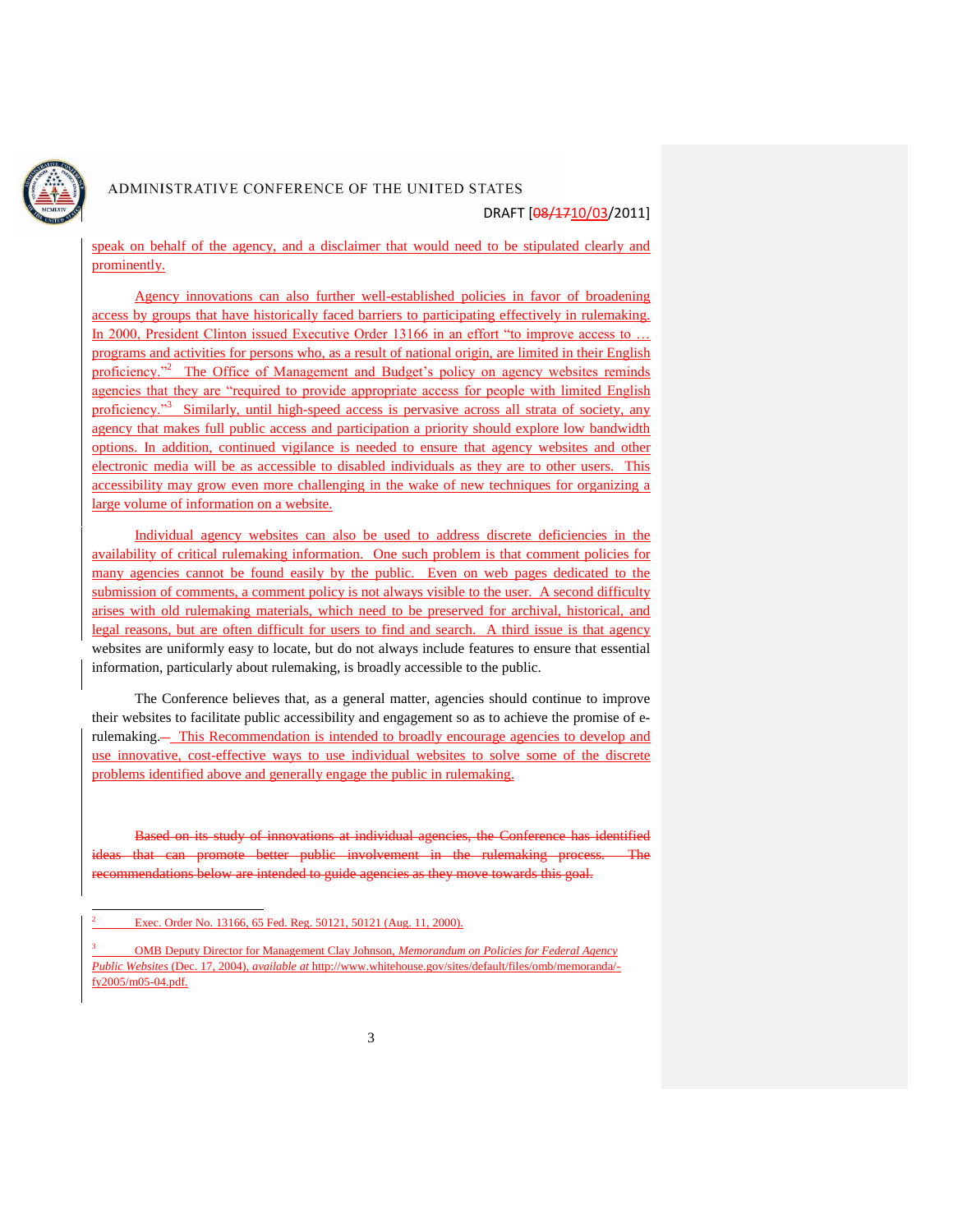speak on behalf of the agency, and a disclaimer that would need to be stipulated clearly and prominently.

Agency innovations can also further well-established policies in favor of broadening access by groups that have historically faced barriers to participating effectively in rulemaking. In 2000, President Clinton issued Executive Order 13166 in an effort "to improve access to … programs and activities for persons who, as a result of national origin, are limited in their English proficiency."[2] The Office of Management and Budget's policy on agency websites reminds agencies that they are "required to provide appropriate access for people with limited English proficiency."[3] Similarly, until high-speed access is pervasive across all strata of society, any agency that makes full public access and participation a priority should explore low bandwidth options. In addition, continued vigilance is needed to ensure that agency websites and other electronic media will be as accessible to disabled individuals as they are to other users. This accessibility may grow even more challenging in the wake of new techniques for organizing a large volume of information on a website.

Individual agency websites can also be used to address discrete deficiencies in the availability of critical rulemaking information. One such problem is that comment policies for many agencies cannot be found easily by the public. Even on web pages dedicated to the submission of comments, a comment policy is not always visible to the user. A second difficulty arises with old rulemaking materials, which need to be preserved for archival, historical, and legal reasons, but are often difficult for users to find and search. A third issue is that agency websites are uniformly easy to locate, but do not always include features to ensure that essential information, particularly about rulemaking, is broadly accessible to the public.

The Conference believes that, as a general matter, agencies should continue to improve their websites to facilitate public accessibility and engagement so as to achieve the promise of e-rulemaking. This Recommendation is intended to broadly encourage agencies to develop and use innovative, cost-effective ways to use individual websites to solve some of the discrete problems identified above and generally engage the public in rulemaking.

~~Based on its study of innovations at individual agencies, the Conference has identified ideas that can promote better public involvement in the rulemaking process. The recommendations below are intended to guide agencies as they move towards this goal.~~

---

[2] Exec. Order No. 13166, 65 Fed. Reg. 50121, 50121 (Aug. 11, 2000).

[3] OMB Deputy Director for Management Clay Johnson, *Memorandum on Policies for Federal Agency Public Websites* (Dec. 17, 2004), *available at* http://www.whitehouse.gov/sites/default/files/omb/memoranda/-fy2005/m05-04.pdf.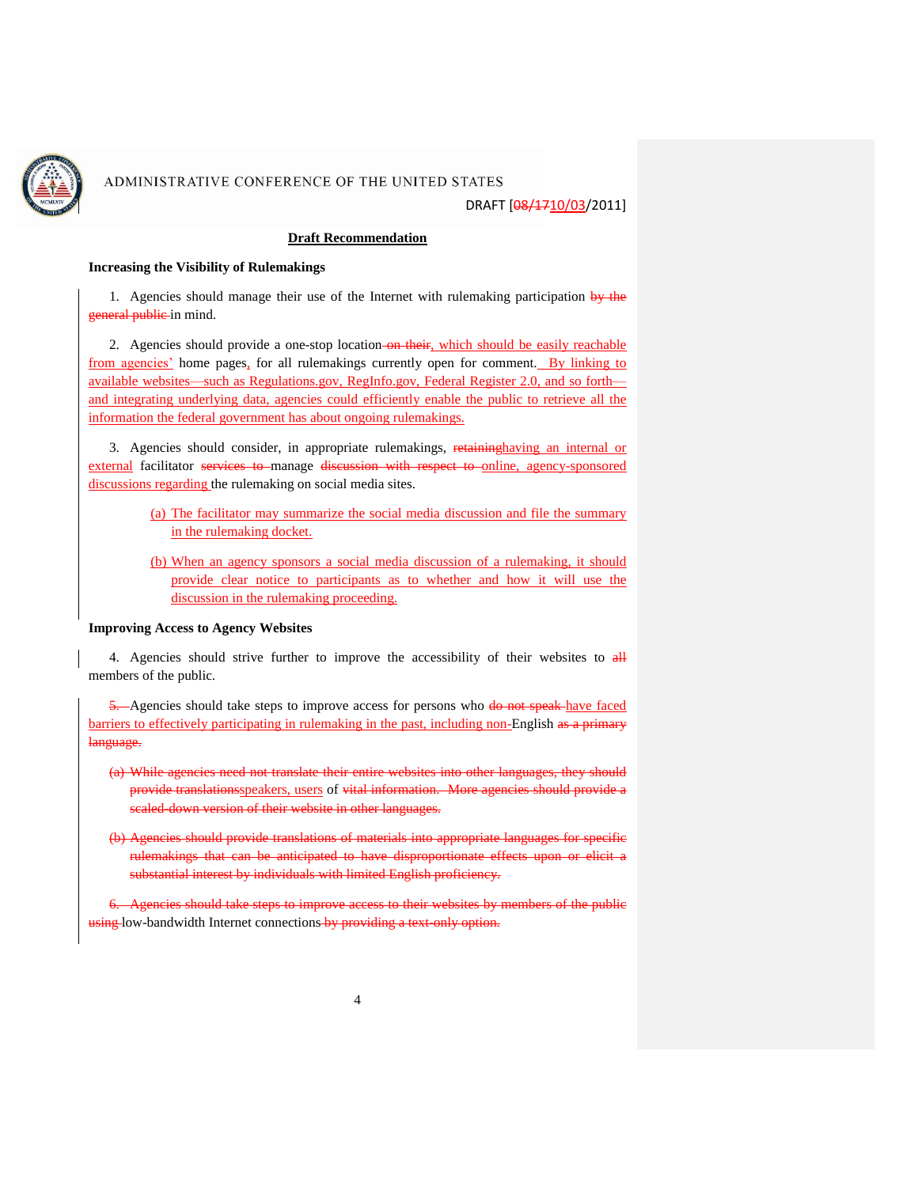**Draft Recommendation**

**Increasing the Visibility of Rulemakings**

1. Agencies should manage their use of the Internet with rulemaking participation ~~by the general public~~ in mind.

2. Agencies should provide a one-stop location~~on their~~, which should be easily reachable from agencies' home pages, for all rulemakings currently open for comment. By linking to available websites—such as Regulations.gov, RegInfo.gov, Federal Register 2.0, and so forth—and integrating underlying data, agencies could efficiently enable the public to retrieve all the information the federal government has about ongoing rulemakings.

3. Agencies should consider, in appropriate rulemakings, ~~retaining~~having an internal or external facilitator ~~services to~~ manage ~~discussion with respect to~~ online, agency-sponsored discussions regarding the rulemaking on social media sites.

   (a) The facilitator may summarize the social media discussion and file the summary in the rulemaking docket.

   (b) When an agency sponsors a social media discussion of a rulemaking, it should provide clear notice to participants as to whether and how it will use the discussion in the rulemaking proceeding.

**Improving Access to Agency Websites**

4. Agencies should strive further to improve the accessibility of their websites to ~~all~~ members of the public.

~~5.~~ Agencies should take steps to improve access for persons who ~~do not speak~~ have faced barriers to effectively participating in rulemaking in the past, including non-English ~~as a primary language.~~

~~(a) While agencies need not translate their entire websites into other languages, they should provide translations~~speakers, users of ~~vital information. More agencies should provide a scaled-down version of their website in other languages.~~

~~(b) Agencies should provide translations of materials into appropriate languages for specific rulemakings that can be anticipated to have disproportionate effects upon or elicit a substantial interest by individuals with limited English proficiency.~~

~~6. Agencies should take steps to improve access to their websites by members of the public using~~ low-bandwidth Internet connections~~ by providing a text-only option.~~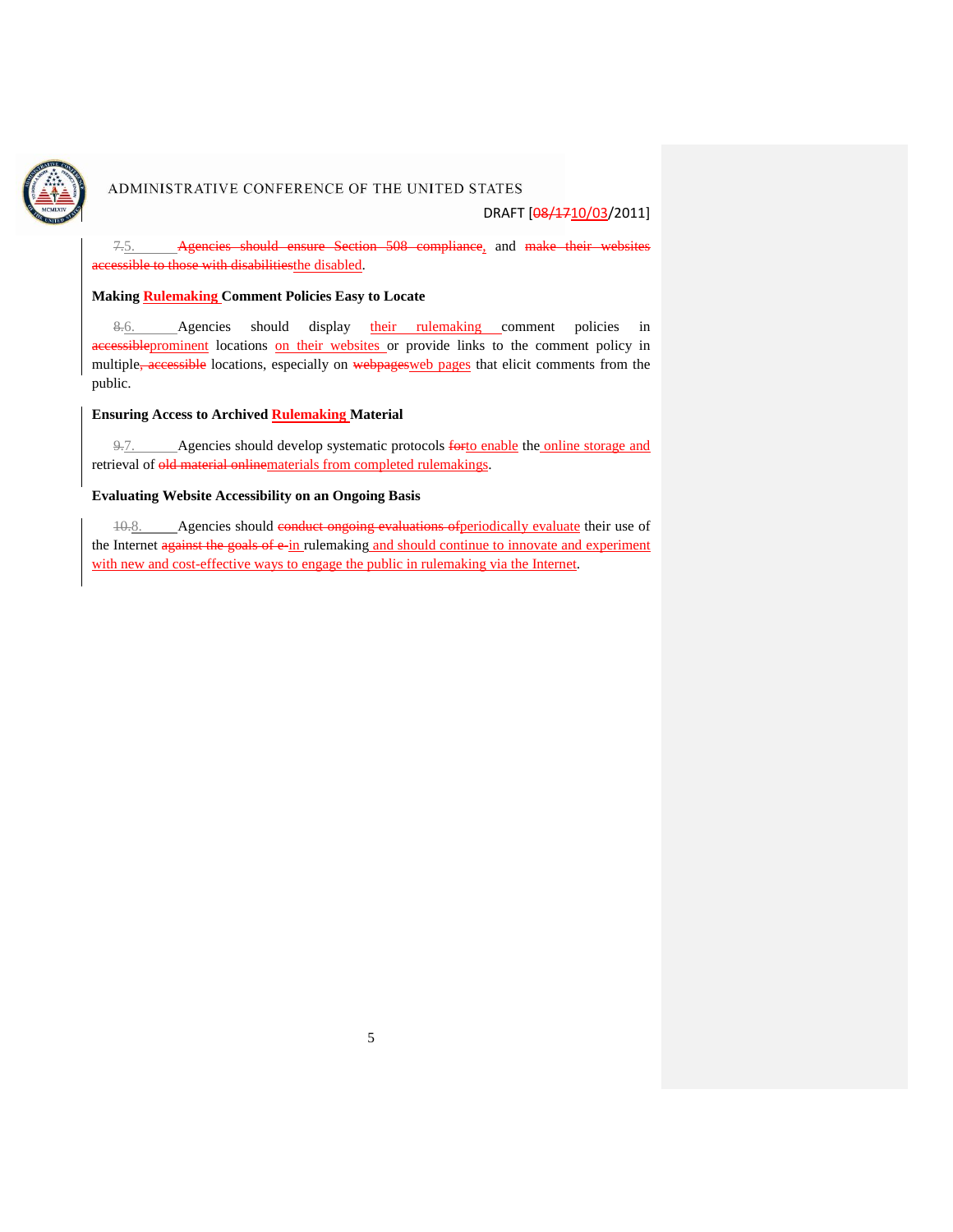~~7.~~5. ~~Agencies should ensure Section 508 compliance,~~ and ~~make their websites accessible to those with disabilities~~the disabled.

**Making Rulemaking Comment Policies Easy to Locate**

~~8.~~6. Agencies should display their rulemaking comment policies in ~~accessible~~prominent locations on their websites or provide links to the comment policy in multiple~~, accessible~~ locations, especially on ~~webpages~~web pages that elicit comments from the public.

**Ensuring Access to Archived Rulemaking Material**

~~9.~~7. Agencies should develop systematic protocols ~~for~~to enable the online storage and retrieval of ~~old material online~~materials from completed rulemakings.

**Evaluating Website Accessibility on an Ongoing Basis**

~~10.~~8. Agencies should ~~conduct ongoing evaluations of~~periodically evaluate their use of the Internet ~~against the goals of e-~~in rulemaking and should continue to innovate and experiment with new and cost-effective ways to engage the public in rulemaking via the Internet.